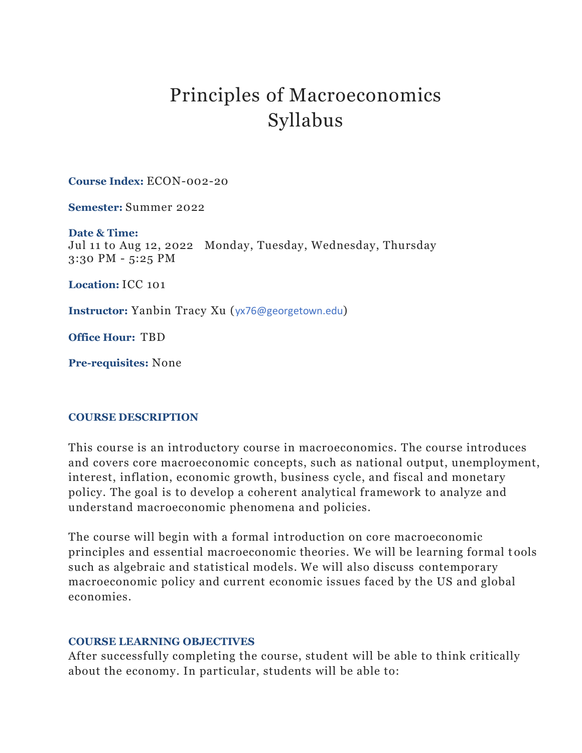# Principles of Macroeconomics Syllabus

**Course Index:** ECON-002-20

**Semester:** Summer 2022

**Date & Time:**
Jul 11 to Aug 12, 2022 Monday, Tuesday, Wednesday, Thursday
3:30 PM - 5:25 PM

**Location:** ICC 101

**Instructor:** Yanbin Tracy Xu (yx76@georgetown.edu)

**Office Hour:** TBD

**Pre-requisites:** None

## COURSE DESCRIPTION

This course is an introductory course in macroeconomics. The course introduces and covers core macroeconomic concepts, such as national output, unemployment, interest, inflation, economic growth, business cycle, and fiscal and monetary policy. The goal is to develop a coherent analytical framework to analyze and understand macroeconomic phenomena and policies.

The course will begin with a formal introduction on core macroeconomic principles and essential macroeconomic theories. We will be learning formal tools such as algebraic and statistical models. We will also discuss contemporary macroeconomic policy and current economic issues faced by the US and global economies.

## COURSE LEARNING OBJECTIVES

After successfully completing the course, student will be able to think critically about the economy. In particular, students will be able to: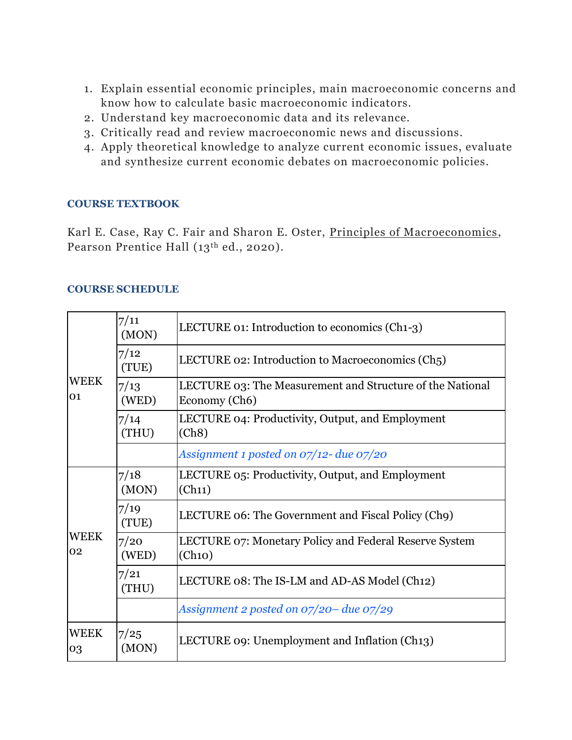1. Explain essential economic principles, main macroeconomic concerns and know how to calculate basic macroeconomic indicators.
2. Understand key macroeconomic data and its relevance.
3. Critically read and review macroeconomic news and discussions.
4. Apply theoretical knowledge to analyze current economic issues, evaluate and synthesize current economic debates on macroeconomic policies.

### COURSE TEXTBOOK

Karl E. Case, Ray C. Fair and Sharon E. Oster, Principles of Macroeconomics, Pearson Prentice Hall (13th ed., 2020).

### COURSE SCHEDULE

| | | |
|---|---|---|
| WEEK 01 | 7/11 (MON) | LECTURE 01: Introduction to economics (Ch1-3) |
| | 7/12 (TUE) | LECTURE 02: Introduction to Macroeconomics (Ch5) |
| | 7/13 (WED) | LECTURE 03: The Measurement and Structure of the National Economy (Ch6) |
| | 7/14 (THU) | LECTURE 04: Productivity, Output, and Employment (Ch8) |
| | | *Assignment 1 posted on 07/12- due 07/20* |
| WEEK 02 | 7/18 (MON) | LECTURE 05: Productivity, Output, and Employment (Ch11) |
| | 7/19 (TUE) | LECTURE 06: The Government and Fiscal Policy (Ch9) |
| | 7/20 (WED) | LECTURE 07: Monetary Policy and Federal Reserve System (Ch10) |
| | 7/21 (THU) | LECTURE 08: The IS-LM and AD-AS Model (Ch12) |
| | | *Assignment 2 posted on 07/20– due 07/29* |
| WEEK 03 | 7/25 (MON) | LECTURE 09: Unemployment and Inflation (Ch13) |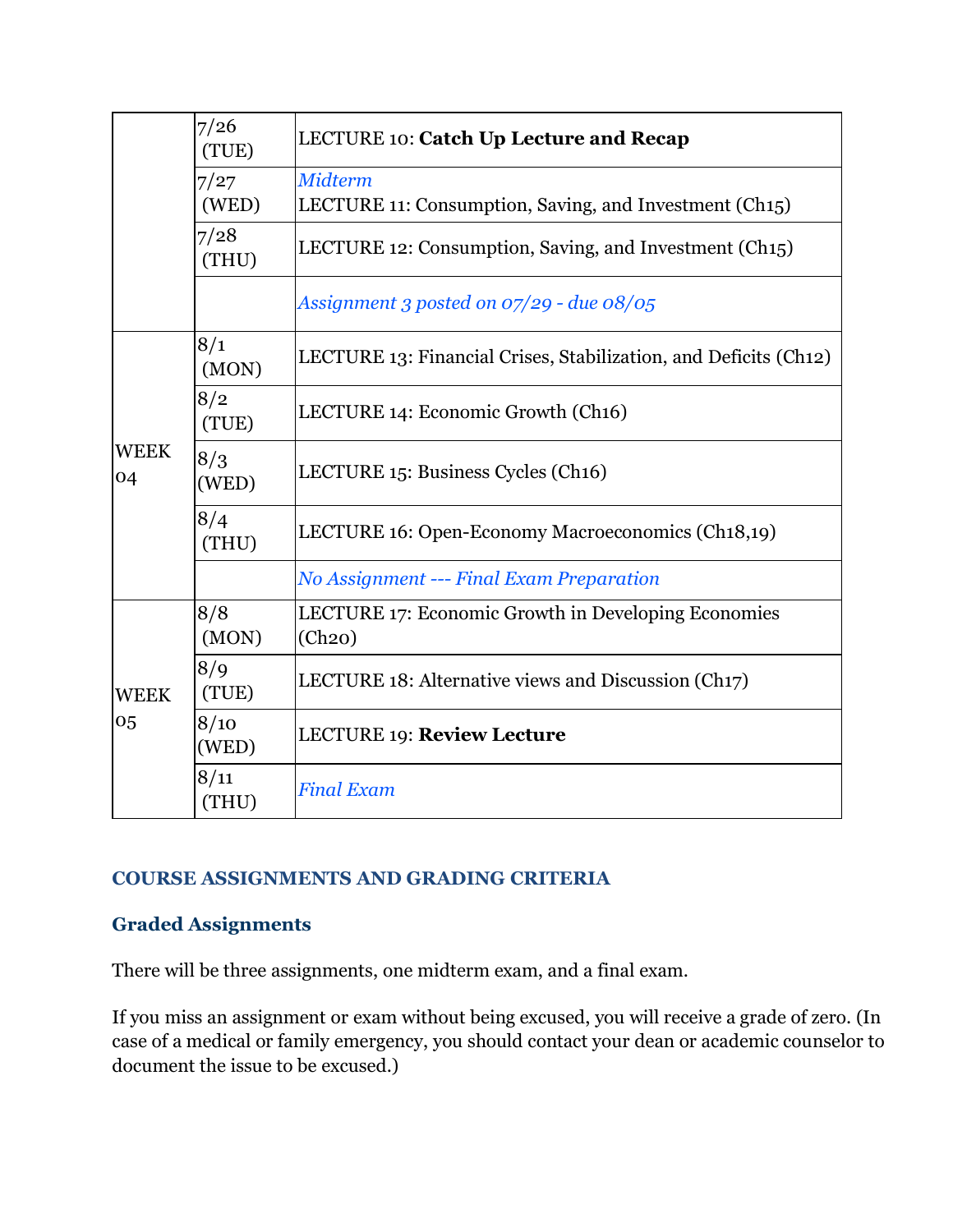| | | |
|---|---|---|
| | 7/26 (TUE) | LECTURE 10: **Catch Up Lecture and Recap** |
| | 7/27 (WED) | *Midterm* LECTURE 11: Consumption, Saving, and Investment (Ch15) |
| | 7/28 (THU) | LECTURE 12: Consumption, Saving, and Investment (Ch15) |
| | | *Assignment 3 posted on 07/29 - due 08/05* |
| WEEK 04 | 8/1 (MON) | LECTURE 13: Financial Crises, Stabilization, and Deficits (Ch12) |
| | 8/2 (TUE) | LECTURE 14: Economic Growth (Ch16) |
| | 8/3 (WED) | LECTURE 15: Business Cycles (Ch16) |
| | 8/4 (THU) | LECTURE 16: Open-Economy Macroeconomics (Ch18,19) |
| | | *No Assignment --- Final Exam Preparation* |
| WEEK 05 | 8/8 (MON) | LECTURE 17: Economic Growth in Developing Economies (Ch20) |
| | 8/9 (TUE) | LECTURE 18: Alternative views and Discussion (Ch17) |
| | 8/10 (WED) | LECTURE 19: **Review Lecture** |
| | 8/11 (THU) | *Final Exam* |

## COURSE ASSIGNMENTS AND GRADING CRITERIA

### Graded Assignments

There will be three assignments, one midterm exam, and a final exam.

If you miss an assignment or exam without being excused, you will receive a grade of zero. (In case of a medical or family emergency, you should contact your dean or academic counselor to document the issue to be excused.)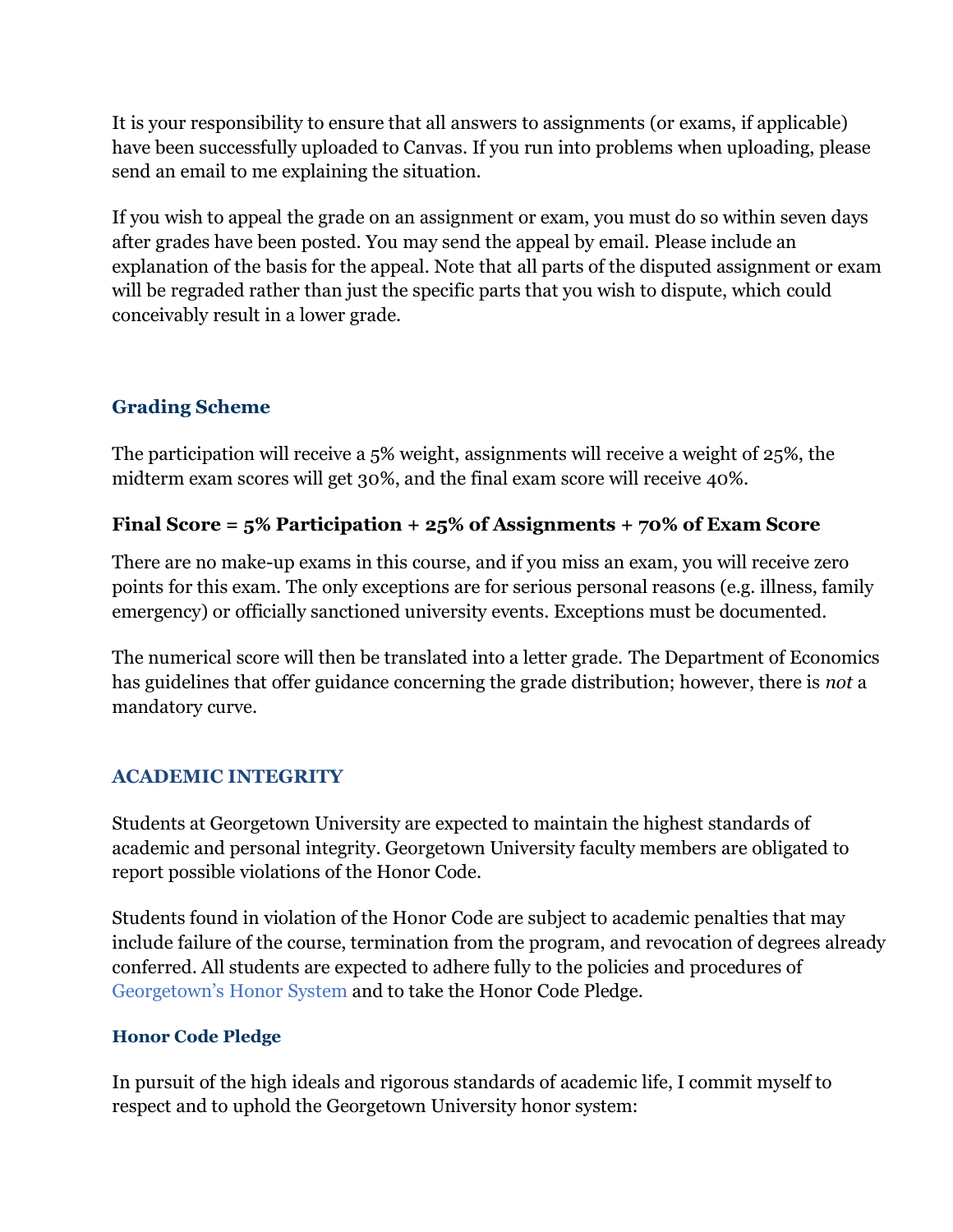It is your responsibility to ensure that all answers to assignments (or exams, if applicable) have been successfully uploaded to Canvas. If you run into problems when uploading, please send an email to me explaining the situation.

If you wish to appeal the grade on an assignment or exam, you must do so within seven days after grades have been posted. You may send the appeal by email. Please include an explanation of the basis for the appeal. Note that all parts of the disputed assignment or exam will be regraded rather than just the specific parts that you wish to dispute, which could conceivably result in a lower grade.

### Grading Scheme

The participation will receive a 5% weight, assignments will receive a weight of 25%, the midterm exam scores will get 30%, and the final exam score will receive 40%.

**Final Score = 5% Participation + 25% of Assignments + 70% of Exam Score**

There are no make-up exams in this course, and if you miss an exam, you will receive zero points for this exam. The only exceptions are for serious personal reasons (e.g. illness, family emergency) or officially sanctioned university events. Exceptions must be documented.

The numerical score will then be translated into a letter grade. The Department of Economics has guidelines that offer guidance concerning the grade distribution; however, there is *not* a mandatory curve.

## ACADEMIC INTEGRITY

Students at Georgetown University are expected to maintain the highest standards of academic and personal integrity. Georgetown University faculty members are obligated to report possible violations of the Honor Code.

Students found in violation of the Honor Code are subject to academic penalties that may include failure of the course, termination from the program, and revocation of degrees already conferred. All students are expected to adhere fully to the policies and procedures of Georgetown's Honor System and to take the Honor Code Pledge.

### Honor Code Pledge

In pursuit of the high ideals and rigorous standards of academic life, I commit myself to respect and to uphold the Georgetown University honor system: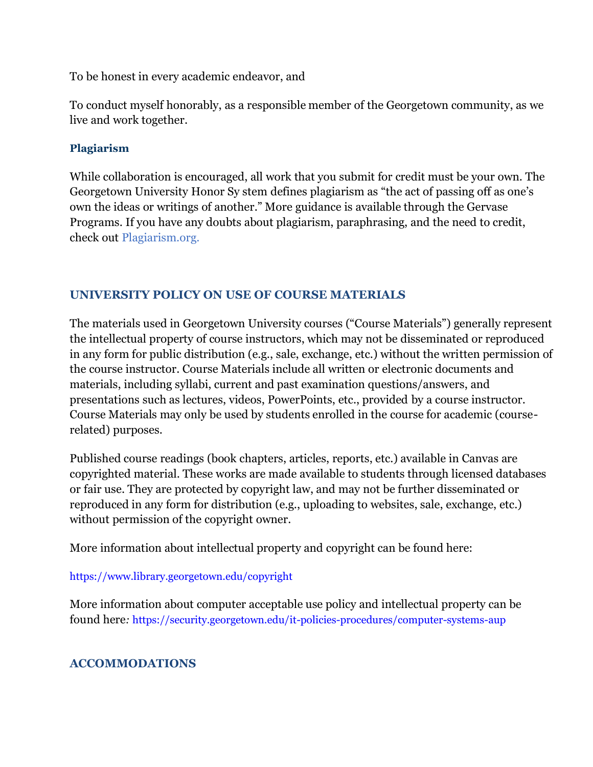To be honest in every academic endeavor, and

To conduct myself honorably, as a responsible member of the Georgetown community, as we live and work together.

### Plagiarism

While collaboration is encouraged, all work that you submit for credit must be your own. The Georgetown University Honor Sy stem defines plagiarism as "the act of passing off as one's own the ideas or writings of another." More guidance is available through the Gervase Programs. If you have any doubts about plagiarism, paraphrasing, and the need to credit, check out Plagiarism.org.

## UNIVERSITY POLICY ON USE OF COURSE MATERIALS

The materials used in Georgetown University courses ("Course Materials") generally represent the intellectual property of course instructors, which may not be disseminated or reproduced in any form for public distribution (e.g., sale, exchange, etc.) without the written permission of the course instructor. Course Materials include all written or electronic documents and materials, including syllabi, current and past examination questions/answers, and presentations such as lectures, videos, PowerPoints, etc., provided by a course instructor. Course Materials may only be used by students enrolled in the course for academic (course-related) purposes.

Published course readings (book chapters, articles, reports, etc.) available in Canvas are copyrighted material. These works are made available to students through licensed databases or fair use. They are protected by copyright law, and may not be further disseminated or reproduced in any form for distribution (e.g., uploading to websites, sale, exchange, etc.) without permission of the copyright owner.

More information about intellectual property and copyright can be found here:

https://www.library.georgetown.edu/copyright

More information about computer acceptable use policy and intellectual property can be found here*:* https://security.georgetown.edu/it-policies-procedures/computer-systems-aup

## ACCOMMODATIONS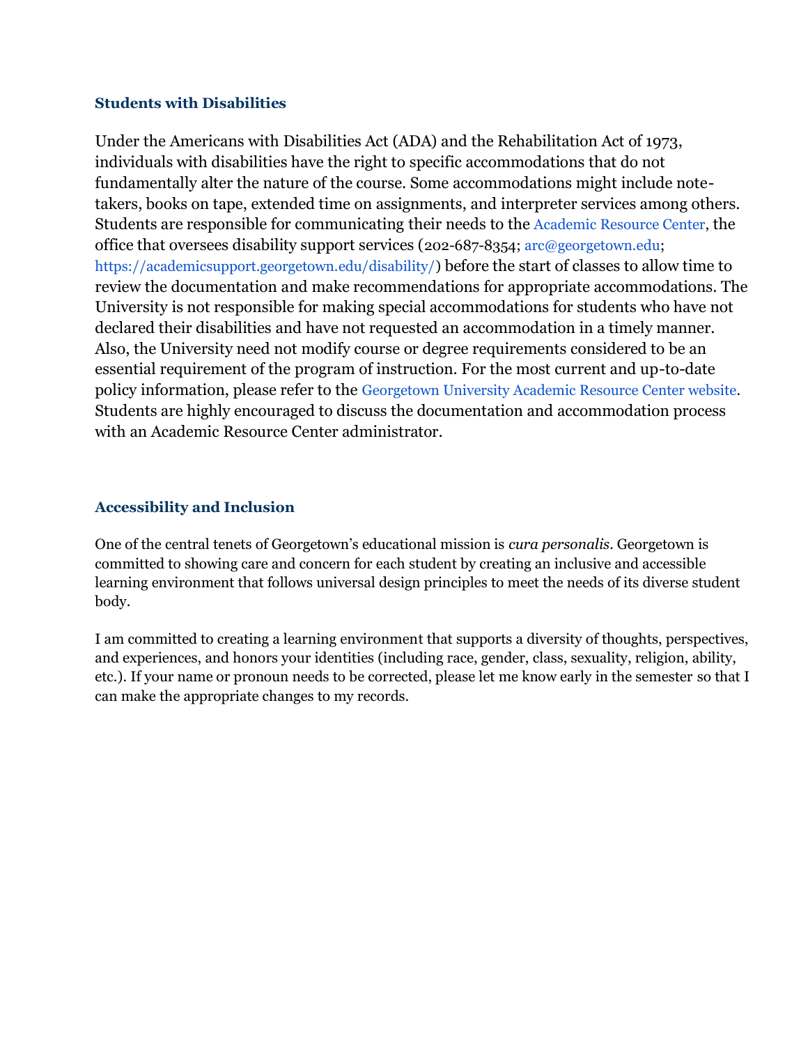### Students with Disabilities

Under the Americans with Disabilities Act (ADA) and the Rehabilitation Act of 1973, individuals with disabilities have the right to specific accommodations that do not fundamentally alter the nature of the course. Some accommodations might include note-takers, books on tape, extended time on assignments, and interpreter services among others. Students are responsible for communicating their needs to the Academic Resource Center, the office that oversees disability support services (202-687-8354; arc@georgetown.edu; https://academicsupport.georgetown.edu/disability/) before the start of classes to allow time to review the documentation and make recommendations for appropriate accommodations. The University is not responsible for making special accommodations for students who have not declared their disabilities and have not requested an accommodation in a timely manner. Also, the University need not modify course or degree requirements considered to be an essential requirement of the program of instruction. For the most current and up-to-date policy information, please refer to the Georgetown University Academic Resource Center website. Students are highly encouraged to discuss the documentation and accommodation process with an Academic Resource Center administrator.

### Accessibility and Inclusion

One of the central tenets of Georgetown's educational mission is *cura personalis*. Georgetown is committed to showing care and concern for each student by creating an inclusive and accessible learning environment that follows universal design principles to meet the needs of its diverse student body.

I am committed to creating a learning environment that supports a diversity of thoughts, perspectives, and experiences, and honors your identities (including race, gender, class, sexuality, religion, ability, etc.). If your name or pronoun needs to be corrected, please let me know early in the semester so that I can make the appropriate changes to my records.